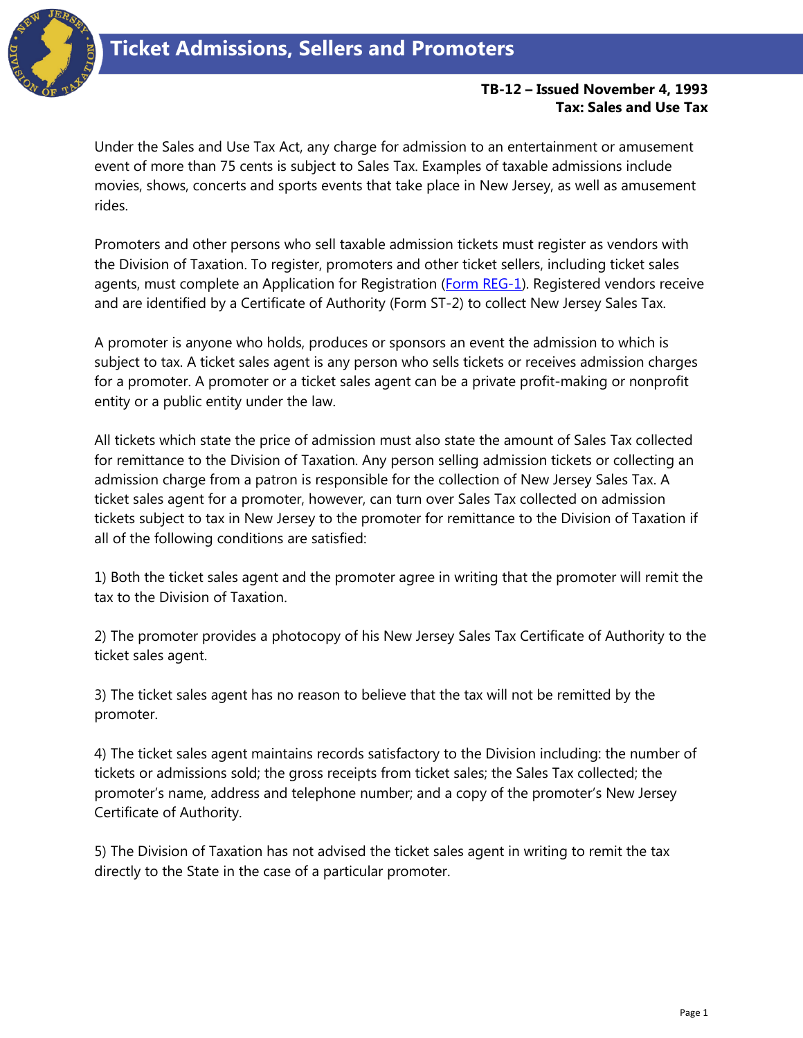# Ticket Admissions, Sellers and Promoters

**TB-12 – Issued November 4, 1993**
**Tax: Sales and Use Tax**

Under the Sales and Use Tax Act, any charge for admission to an entertainment or amusement event of more than 75 cents is subject to Sales Tax. Examples of taxable admissions include movies, shows, concerts and sports events that take place in New Jersey, as well as amusement rides.

Promoters and other persons who sell taxable admission tickets must register as vendors with the Division of Taxation. To register, promoters and other ticket sellers, including ticket sales agents, must complete an Application for Registration (Form REG-1). Registered vendors receive and are identified by a Certificate of Authority (Form ST-2) to collect New Jersey Sales Tax.

A promoter is anyone who holds, produces or sponsors an event the admission to which is subject to tax. A ticket sales agent is any person who sells tickets or receives admission charges for a promoter. A promoter or a ticket sales agent can be a private profit-making or nonprofit entity or a public entity under the law.

All tickets which state the price of admission must also state the amount of Sales Tax collected for remittance to the Division of Taxation. Any person selling admission tickets or collecting an admission charge from a patron is responsible for the collection of New Jersey Sales Tax. A ticket sales agent for a promoter, however, can turn over Sales Tax collected on admission tickets subject to tax in New Jersey to the promoter for remittance to the Division of Taxation if all of the following conditions are satisfied:

1) Both the ticket sales agent and the promoter agree in writing that the promoter will remit the tax to the Division of Taxation.

2) The promoter provides a photocopy of his New Jersey Sales Tax Certificate of Authority to the ticket sales agent.

3) The ticket sales agent has no reason to believe that the tax will not be remitted by the promoter.

4) The ticket sales agent maintains records satisfactory to the Division including: the number of tickets or admissions sold; the gross receipts from ticket sales; the Sales Tax collected; the promoter's name, address and telephone number; and a copy of the promoter's New Jersey Certificate of Authority.

5) The Division of Taxation has not advised the ticket sales agent in writing to remit the tax directly to the State in the case of a particular promoter.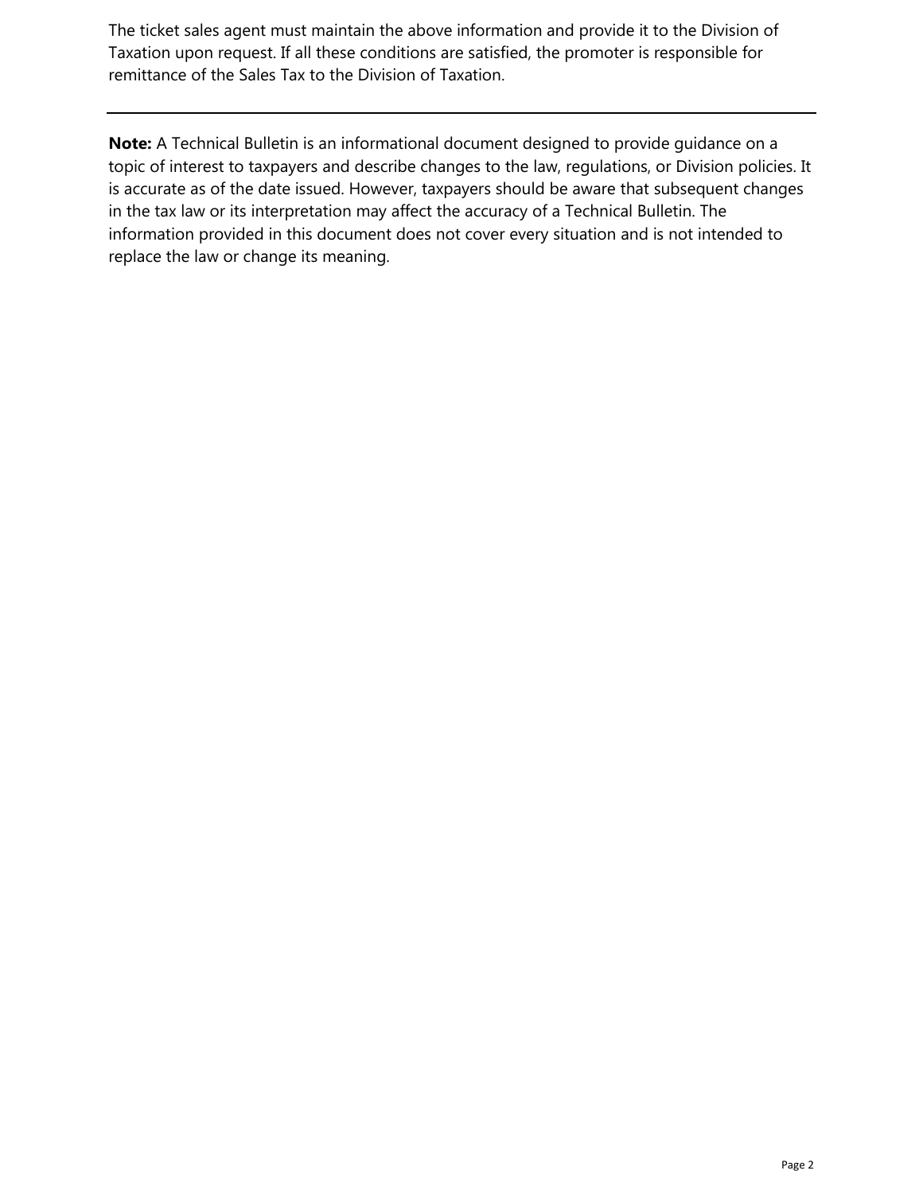The ticket sales agent must maintain the above information and provide it to the Division of Taxation upon request. If all these conditions are satisfied, the promoter is responsible for remittance of the Sales Tax to the Division of Taxation.

---

**Note:** A Technical Bulletin is an informational document designed to provide guidance on a topic of interest to taxpayers and describe changes to the law, regulations, or Division policies. It is accurate as of the date issued. However, taxpayers should be aware that subsequent changes in the tax law or its interpretation may affect the accuracy of a Technical Bulletin. The information provided in this document does not cover every situation and is not intended to replace the law or change its meaning.